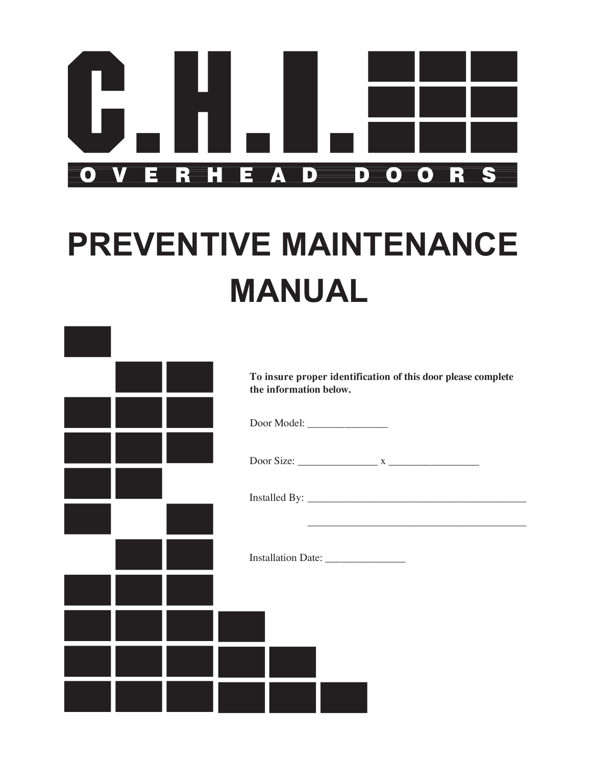# C.H.I. OVERHEAD DOORS

# PREVENTIVE MAINTENANCE MANUAL

**To insure proper identification of this door please complete the information below.**

Door Model: _______________

Door Size: _______________ x ________________

Installed By: __________________________________________

__________________________________________

Installation Date: _______________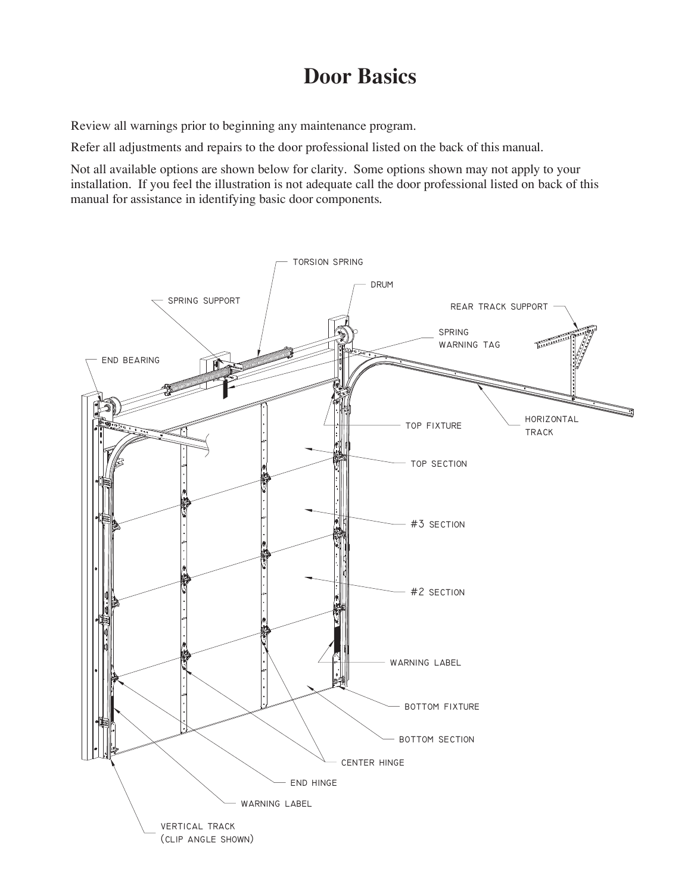# Door Basics

Review all warnings prior to beginning any maintenance program.

Refer all adjustments and repairs to the door professional listed on the back of this manual.

Not all available options are shown below for clarity. Some options shown may not apply to your installation. If you feel the illustration is not adequate call the door professional listed on back of this manual for assistance in identifying basic door components.

TORSION SPRING

DRUM

SPRING SUPPORT

REAR TRACK SUPPORT

SPRING WARNING TAG

END BEARING

HORIZONTAL TRACK

TOP FIXTURE

TOP SECTION

#3 SECTION

#2 SECTION

WARNING LABEL

BOTTOM FIXTURE

BOTTOM SECTION

CENTER HINGE

END HINGE

WARNING LABEL

VERTICAL TRACK (CLIP ANGLE SHOWN)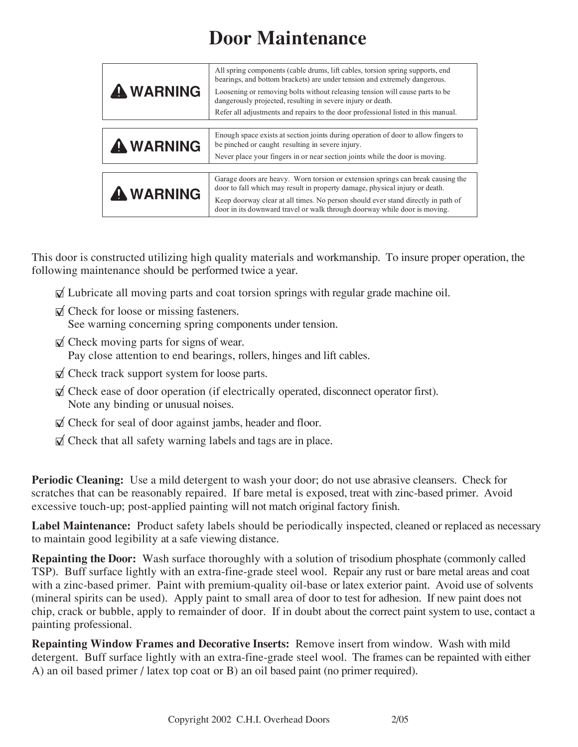# Door Maintenance

| | |
|---|---|
| ⚠ **WARNING** | All spring components (cable drums, lift cables, torsion spring supports, end bearings, and bottom brackets) are under tension and extremely dangerous.<br>Loosening or removing bolts without releasing tension will cause parts to be dangerously projected, resulting in severe injury or death.<br>Refer all adjustments and repairs to the door professional listed in this manual. |

| | |
|---|---|
| ⚠ **WARNING** | Enough space exists at section joints during operation of door to allow fingers to be pinched or caught resulting in severe injury.<br>Never place your fingers in or near section joints while the door is moving. |

| | |
|---|---|
| ⚠ **WARNING** | Garage doors are heavy. Worn torsion or extension springs can break causing the door to fall which may result in property damage, physical injury or death.<br>Keep doorway clear at all times. No person should ever stand directly in path of door in its downward travel or walk through doorway while door is moving. |

This door is constructed utilizing high quality materials and workmanship. To insure proper operation, the following maintenance should be performed twice a year.

- ☑ Lubricate all moving parts and coat torsion springs with regular grade machine oil.
- ☑ Check for loose or missing fasteners.
  See warning concerning spring components under tension.
- ☑ Check moving parts for signs of wear.
  Pay close attention to end bearings, rollers, hinges and lift cables.
- ☑ Check track support system for loose parts.
- ☑ Check ease of door operation (if electrically operated, disconnect operator first).
  Note any binding or unusual noises.
- ☑ Check for seal of door against jambs, header and floor.
- ☑ Check that all safety warning labels and tags are in place.

**Periodic Cleaning:** Use a mild detergent to wash your door; do not use abrasive cleansers. Check for scratches that can be reasonably repaired. If bare metal is exposed, treat with zinc-based primer. Avoid excessive touch-up; post-applied painting will not match original factory finish.

**Label Maintenance:** Product safety labels should be periodically inspected, cleaned or replaced as necessary to maintain good legibility at a safe viewing distance.

**Repainting the Door:** Wash surface thoroughly with a solution of trisodium phosphate (commonly called TSP). Buff surface lightly with an extra-fine-grade steel wool. Repair any rust or bare metal areas and coat with a zinc-based primer. Paint with premium-quality oil-base or latex exterior paint. Avoid use of solvents (mineral spirits can be used). Apply paint to small area of door to test for adhesion. If new paint does not chip, crack or bubble, apply to remainder of door. If in doubt about the correct paint system to use, contact a painting professional.

**Repainting Window Frames and Decorative Inserts:** Remove insert from window. Wash with mild detergent. Buff surface lightly with an extra-fine-grade steel wool. The frames can be repainted with either A) an oil based primer / latex top coat or B) an oil based paint (no primer required).

Copyright 2002 C.H.I. Overhead Doors 2/05